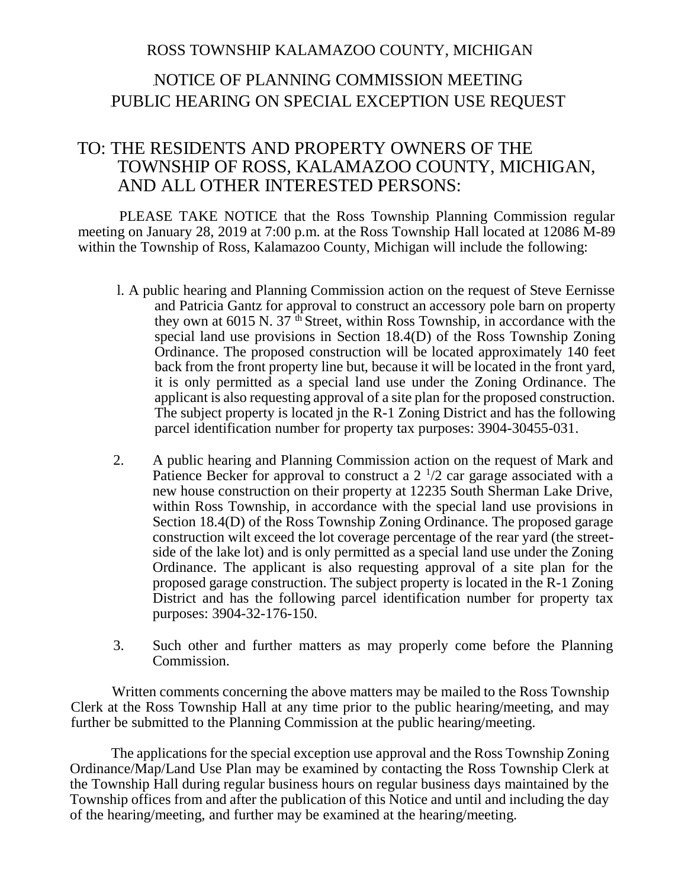ROSS TOWNSHIP KALAMAZOO COUNTY, MICHIGAN

# NOTICE OF PLANNING COMMISSION MEETING
# PUBLIC HEARING ON SPECIAL EXCEPTION USE REQUEST

## TO: THE RESIDENTS AND PROPERTY OWNERS OF THE TOWNSHIP OF ROSS, KALAMAZOO COUNTY, MICHIGAN, AND ALL OTHER INTERESTED PERSONS:

PLEASE TAKE NOTICE that the Ross Township Planning Commission regular meeting on January 28, 2019 at 7:00 p.m. at the Ross Township Hall located at 12086 M-89 within the Township of Ross, Kalamazoo County, Michigan will include the following:

1. A public hearing and Planning Commission action on the request of Steve Eernisse and Patricia Gantz for approval to construct an accessory pole barn on property they own at 6015 N. 37th Street, within Ross Township, in accordance with the special land use provisions in Section 18.4(D) of the Ross Township Zoning Ordinance. The proposed construction will be located approximately 140 feet back from the front property line but, because it will be located in the front yard, it is only permitted as a special land use under the Zoning Ordinance. The applicant is also requesting approval of a site plan for the proposed construction. The subject property is located jn the R-1 Zoning District and has the following parcel identification number for property tax purposes: 3904-30455-031.

2. A public hearing and Planning Commission action on the request of Mark and Patience Becker for approval to construct a 2 1/2 car garage associated with a new house construction on their property at 12235 South Sherman Lake Drive, within Ross Township, in accordance with the special land use provisions in Section 18.4(D) of the Ross Township Zoning Ordinance. The proposed garage construction wilt exceed the lot coverage percentage of the rear yard (the street-side of the lake lot) and is only permitted as a special land use under the Zoning Ordinance. The applicant is also requesting approval of a site plan for the proposed garage construction. The subject property is located in the R-1 Zoning District and has the following parcel identification number for property tax purposes: 3904-32-176-150.

3. Such other and further matters as may properly come before the Planning Commission.

Written comments concerning the above matters may be mailed to the Ross Township Clerk at the Ross Township Hall at any time prior to the public hearing/meeting, and may further be submitted to the Planning Commission at the public hearing/meeting.

The applications for the special exception use approval and the Ross Township Zoning Ordinance/Map/Land Use Plan may be examined by contacting the Ross Township Clerk at the Township Hall during regular business hours on regular business days maintained by the Township offices from and after the publication of this Notice and until and including the day of the hearing/meeting, and further may be examined at the hearing/meeting.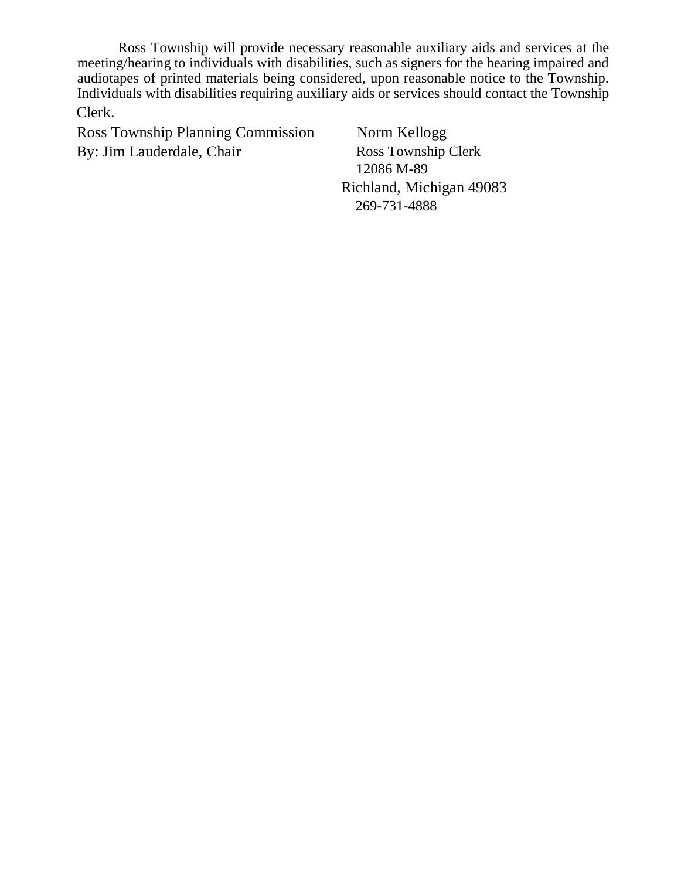Ross Township will provide necessary reasonable auxiliary aids and services at the meeting/hearing to individuals with disabilities, such as signers for the hearing impaired and audiotapes of printed materials being considered, upon reasonable notice to the Township. Individuals with disabilities requiring auxiliary aids or services should contact the Township Clerk.

Ross Township Planning Commission
By: Jim Lauderdale, Chair

Norm Kellogg
Ross Township Clerk
12086 M-89
Richland, Michigan 49083
269-731-4888